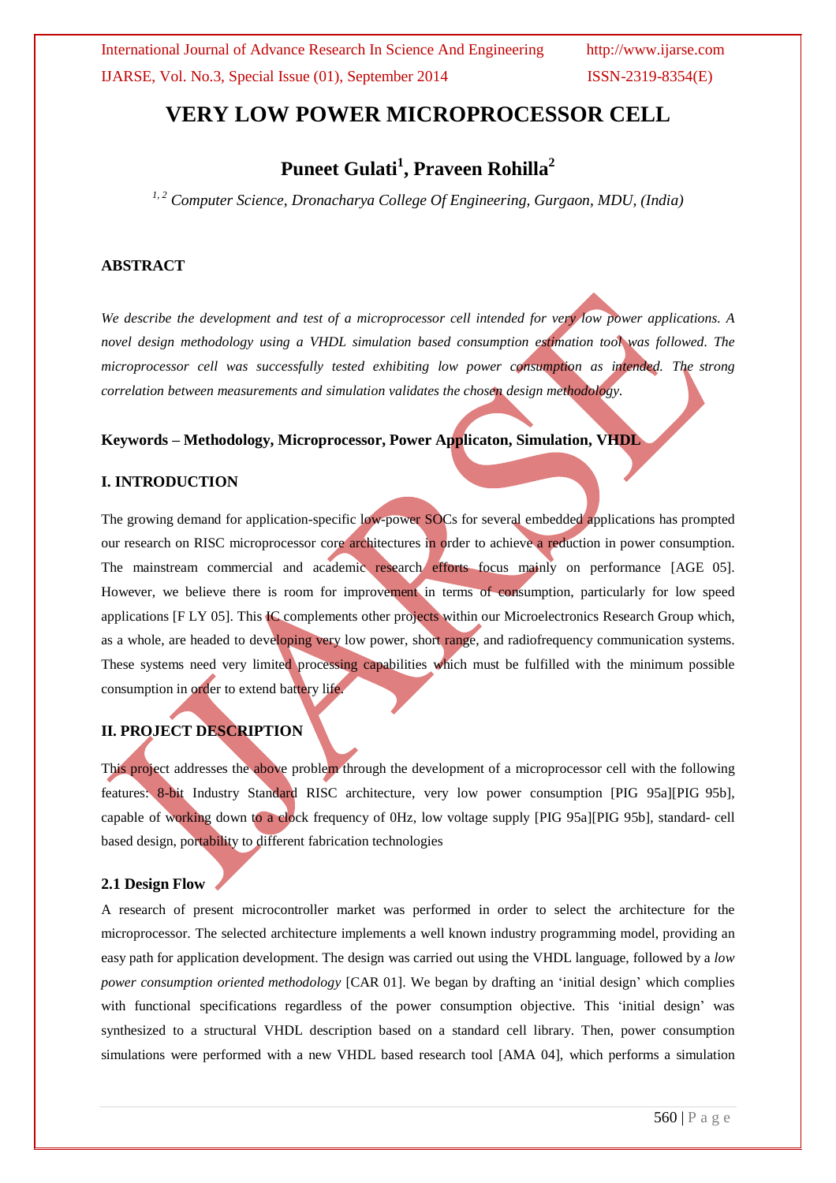# VERY LOW POWER MICROPROCESSOR CELL

## Puneet Gulati[1], Praveen Rohilla[2]

*[1, 2] Computer Science, Dronacharya College Of Engineering, Gurgaon, MDU, (India)*

### ABSTRACT

*We describe the development and test of a microprocessor cell intended for very low power applications. A novel design methodology using a VHDL simulation based consumption estimation tool was followed. The microprocessor cell was successfully tested exhibiting low power consumption as intended. The strong correlation between measurements and simulation validates the chosen design methodology.*

**Keywords – Methodology, Microprocessor, Power Applicaton, Simulation, VHDL**

### I. INTRODUCTION

The growing demand for application-specific low-power SOCs for several embedded applications has prompted our research on RISC microprocessor core architectures in order to achieve a reduction in power consumption. The mainstream commercial and academic research efforts focus mainly on performance [AGE 05]. However, we believe there is room for improvement in terms of consumption, particularly for low speed applications [F LY 05]. This IC complements other projects within our Microelectronics Research Group which, as a whole, are headed to developing very low power, short range, and radiofrequency communication systems. These systems need very limited processing capabilities which must be fulfilled with the minimum possible consumption in order to extend battery life.

### II. PROJECT DESCRIPTION

This project addresses the above problem through the development of a microprocessor cell with the following features: 8-bit Industry Standard RISC architecture, very low power consumption [PIG 95a][PIG 95b], capable of working down to a clock frequency of 0Hz, low voltage supply [PIG 95a][PIG 95b], standard- cell based design, portability to different fabrication technologies

#### 2.1 Design Flow

A research of present microcontroller market was performed in order to select the architecture for the microprocessor. The selected architecture implements a well known industry programming model, providing an easy path for application development. The design was carried out using the VHDL language, followed by a *low power consumption oriented methodology* [CAR 01]. We began by drafting an 'initial design' which complies with functional specifications regardless of the power consumption objective. This 'initial design' was synthesized to a structural VHDL description based on a standard cell library. Then, power consumption simulations were performed with a new VHDL based research tool [AMA 04], which performs a simulation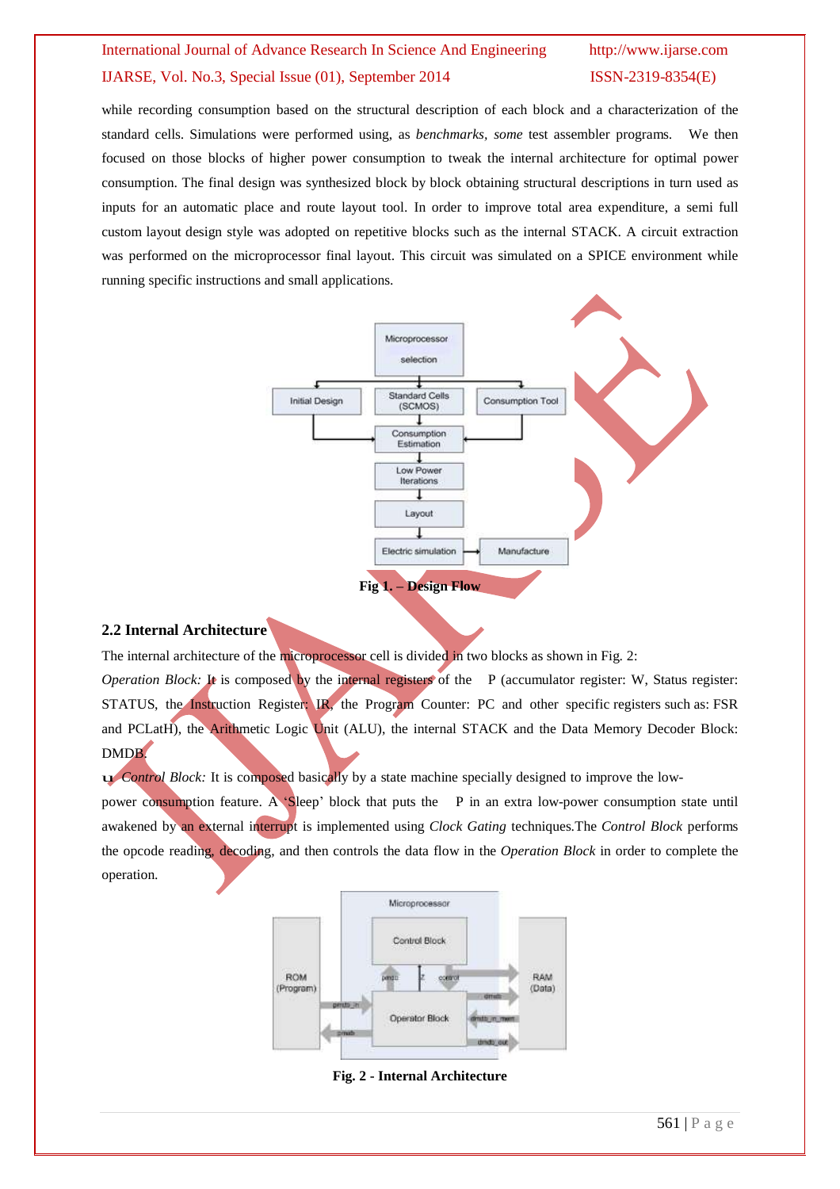while recording consumption based on the structural description of each block and a characterization of the standard cells. Simulations were performed using, as *benchmarks*, *some* test assembler programs. We then focused on those blocks of higher power consumption to tweak the internal architecture for optimal power consumption. The final design was synthesized block by block obtaining structural descriptions in turn used as inputs for an automatic place and route layout tool. In order to improve total area expenditure, a semi full custom layout design style was adopted on repetitive blocks such as the internal STACK. A circuit extraction was performed on the microprocessor final layout. This circuit was simulated on a SPICE environment while running specific instructions and small applications.

**Fig 1. – Design Flow**

## 2.2 Internal Architecture

The internal architecture of the microprocessor cell is divided in two blocks as shown in Fig. 2:

*Operation Block:* It is composed by the internal registers of the P (accumulator register: W, Status register: STATUS, the Instruction Register: IR, the Program Counter: PC and other specific registers such as: FSR and PCLatH), the Arithmetic Logic Unit (ALU), the internal STACK and the Data Memory Decoder Block: DMDB.

 *Control Block:* It is composed basically by a state machine specially designed to improve the low-power consumption feature. A 'Sleep' block that puts the P in an extra low-power consumption state until awakened by an external interrupt is implemented using *Clock Gating* techniques.The *Control Block* performs the opcode reading, decoding, and then controls the data flow in the *Operation Block* in order to complete the operation.

**Fig. 2 - Internal Architecture**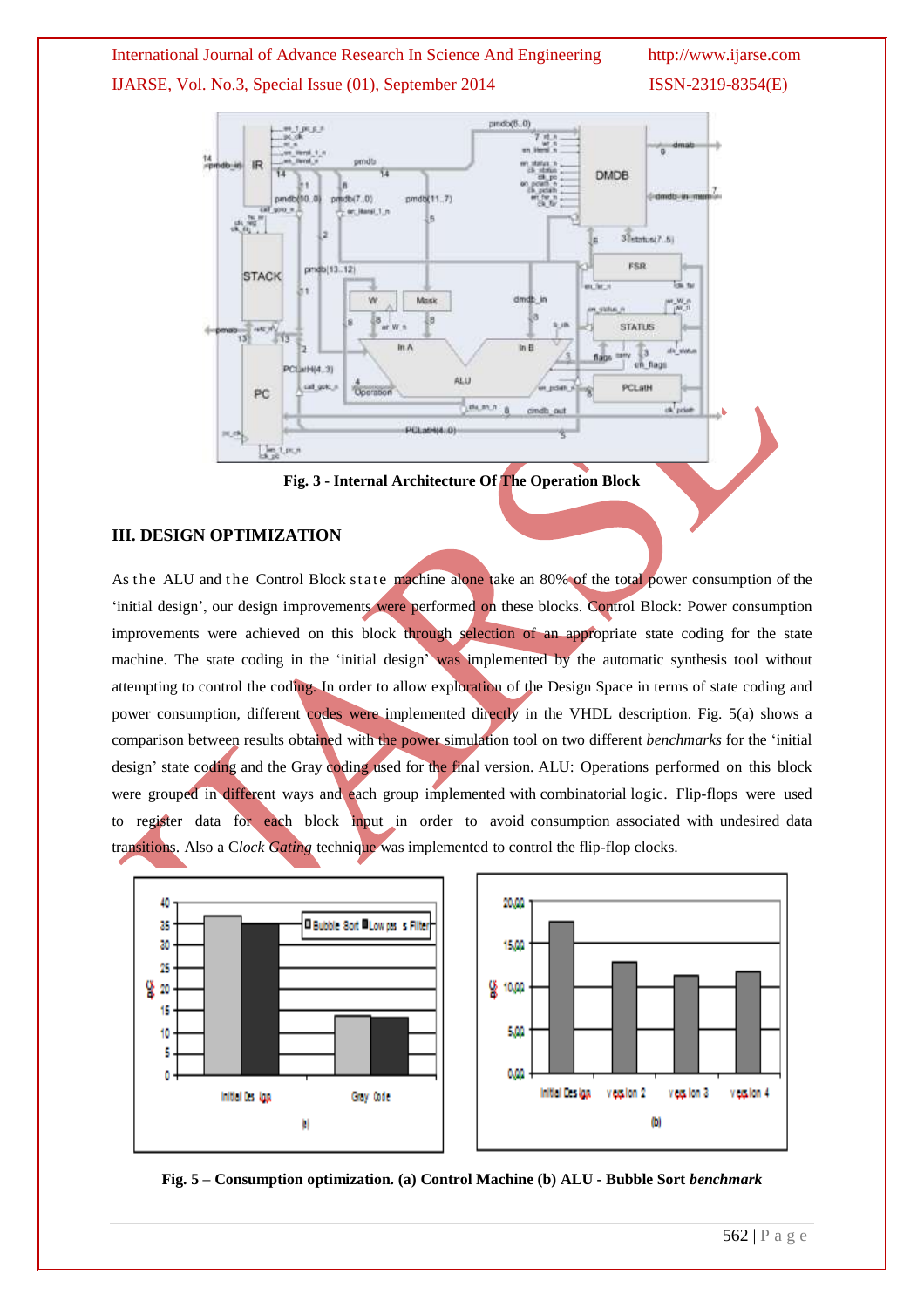Fig. 3 - Internal Architecture Of The Operation Block

### III. DESIGN OPTIMIZATION

As the ALU and the Control Block state machine alone take an 80% of the total power consumption of the 'initial design', our design improvements were performed on these blocks. Control Block: Power consumption improvements were achieved on this block through selection of an appropriate state coding for the state machine. The state coding in the 'initial design' was implemented by the automatic synthesis tool without attempting to control the coding. In order to allow exploration of the Design Space in terms of state coding and power consumption, different codes were implemented directly in the VHDL description. Fig. 5(a) shows a comparison between results obtained with the power simulation tool on two different *benchmarks* for the 'initial design' state coding and the Gray coding used for the final version. ALU: Operations performed on this block were grouped in different ways and each group implemented with combinatorial logic. Flip-flops were used to register data for each block input in order to avoid consumption associated with undesired data transitions. Also a Clock *Gating* technique was implemented to control the flip-flop clocks.

**Fig. 5 – Consumption optimization. (a) Control Machine (b) ALU - Bubble Sort *benchmark***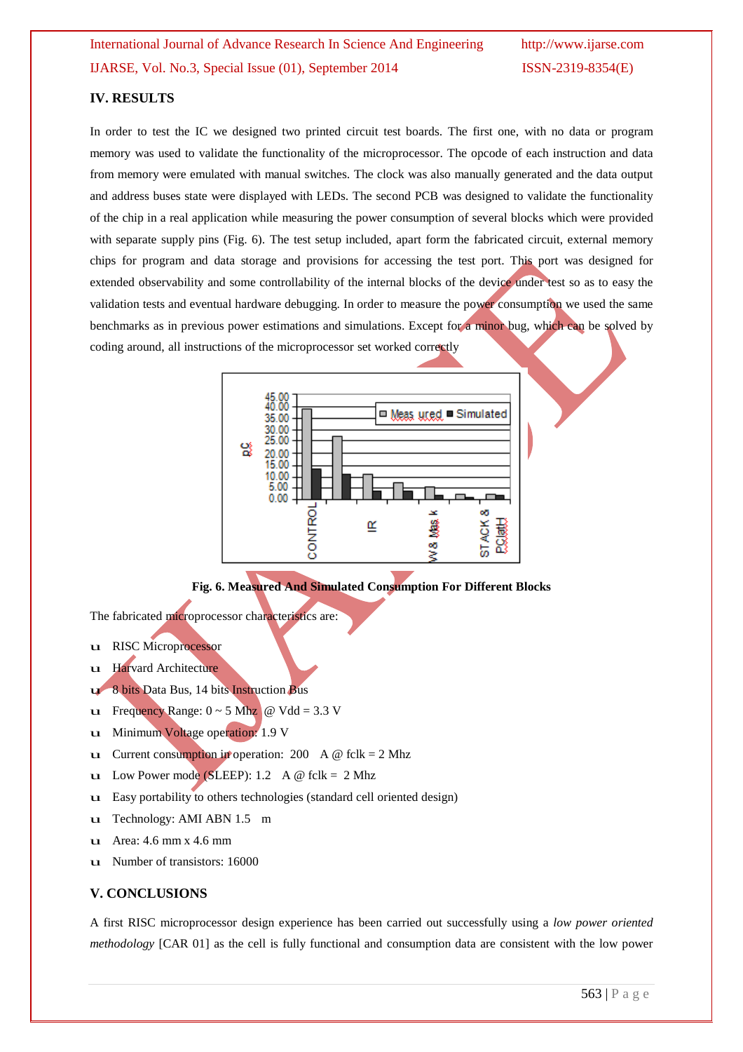## IV. RESULTS

In order to test the IC we designed two printed circuit test boards. The first one, with no data or program memory was used to validate the functionality of the microprocessor. The opcode of each instruction and data from memory were emulated with manual switches. The clock was also manually generated and the data output and address buses state were displayed with LEDs. The second PCB was designed to validate the functionality of the chip in a real application while measuring the power consumption of several blocks which were provided with separate supply pins (Fig. 6). The test setup included, apart form the fabricated circuit, external memory chips for program and data storage and provisions for accessing the test port. This port was designed for extended observability and some controllability of the internal blocks of the device under test so as to easy the validation tests and eventual hardware debugging. In order to measure the power consumption we used the same benchmarks as in previous power estimations and simulations. Except for a minor bug, which can be solved by coding around, all instructions of the microprocessor set worked correctly

**Fig. 6. Measured And Simulated Consumption For Different Blocks**

The fabricated microprocessor characteristics are:

- RISC Microprocessor
- Harvard Architecture
- 8 bits Data Bus, 14 bits Instruction Bus
- Frequency Range: 0 ~ 5 Mhz @ Vdd = 3.3 V
- Minimum Voltage operation: 1.9 V
- Current consumption in operation: 200 A @ fclk = 2 Mhz
- Low Power mode (SLEEP): 1.2 A @ fclk = 2 Mhz
- Easy portability to others technologies (standard cell oriented design)
- Technology: AMI ABN 1.5 m
- Area: 4.6 mm x 4.6 mm
- Number of transistors: 16000

## V. CONCLUSIONS

A first RISC microprocessor design experience has been carried out successfully using a *low power oriented methodology* [CAR 01] as the cell is fully functional and consumption data are consistent with the low power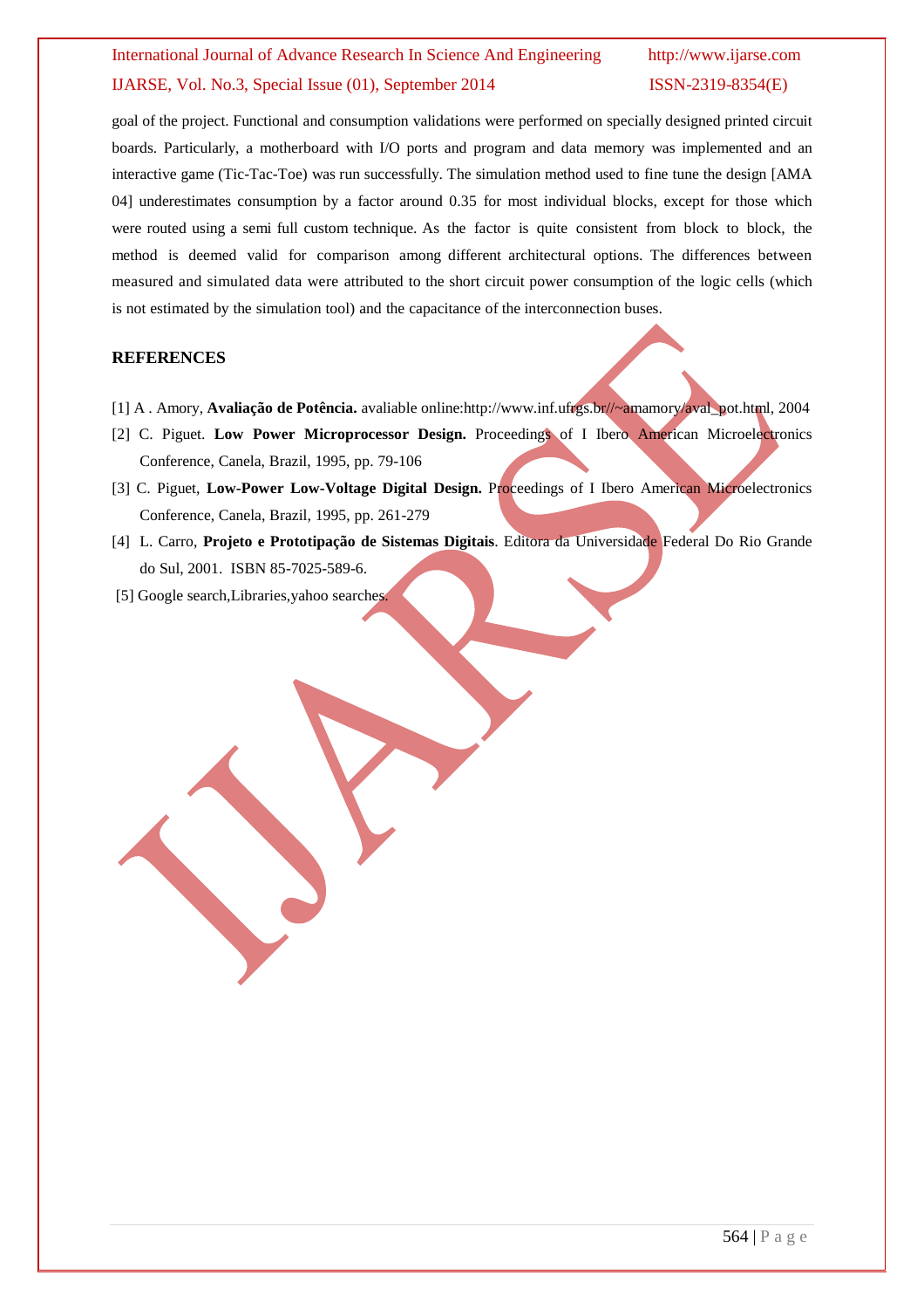goal of the project. Functional and consumption validations were performed on specially designed printed circuit boards. Particularly, a motherboard with I/O ports and program and data memory was implemented and an interactive game (Tic-Tac-Toe) was run successfully. The simulation method used to fine tune the design [AMA 04] underestimates consumption by a factor around 0.35 for most individual blocks, except for those which were routed using a semi full custom technique. As the factor is quite consistent from block to block, the method is deemed valid for comparison among different architectural options. The differences between measured and simulated data were attributed to the short circuit power consumption of the logic cells (which is not estimated by the simulation tool) and the capacitance of the interconnection buses.

## REFERENCES

[1] A . Amory, **Avaliação de Potência.** avaliable online:http://www.inf.ufrgs.br//~amamory/aval_pot.html, 2004

[2] C. Piguet. **Low Power Microprocessor Design.** Proceedings of I Ibero American Microelectronics Conference, Canela, Brazil, 1995, pp. 79-106

[3] C. Piguet, **Low-Power Low-Voltage Digital Design.** Proceedings of I Ibero American Microelectronics Conference, Canela, Brazil, 1995, pp. 261-279

[4] L. Carro, **Projeto e Prototipação de Sistemas Digitais**. Editora da Universidade Federal Do Rio Grande do Sul, 2001. ISBN 85-7025-589-6.

[5] Google search,Libraries,yahoo searches.